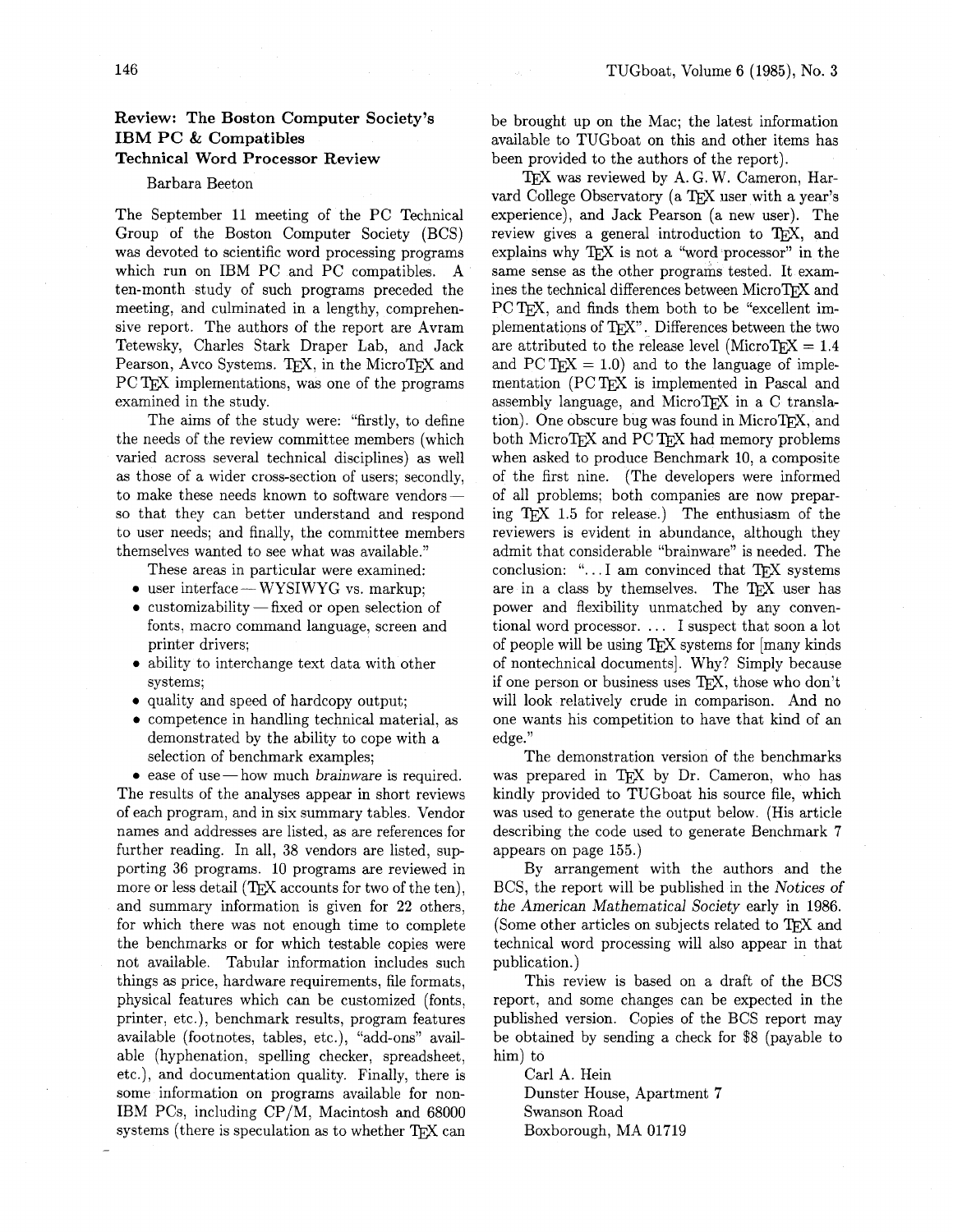## Review: The Boston Computer Society's IBM PC & Compatibles Technical Word Processor Review

Barbara Beeton

The September 11 meeting of the PC Technical Group of the Boston Computer Society (BCS) was devoted to scientific word processing programs which run on IBM PC and PC compatibles. A ten-month study of such programs preceded the meeting, and culminated in a lengthy, comprehensive report. The authors of the report are Avram Tetewsky, Charles Stark Draper Lab, and Jack Pearson, Avco Systems. TEX, in the MicroTEX and PC TEX implementations, was one of the programs examined in the study.

The aims of the study were: "firstly, to define the needs of the review committee members (which varied across several technical disciplines) as well as those of a wider cross-section of users; secondly, to make these needs known to software vendors — so that they can better understand and respond to user needs; and finally, the committee members themselves wanted to see what was available."

These areas in particular were examined:

- user interface — WYSIWYG vs. markup;
- customizability — fixed or open selection of fonts, macro command language, screen and printer drivers;
- ability to interchange text data with other systems;
- quality and speed of hardcopy output;
- competence in handling technical material, as demonstrated by the ability to cope with a selection of benchmark examples;
- ease of use — how much *brainware* is required.

The results of the analyses appear in short reviews of each program, and in six summary tables. Vendor names and addresses are listed, as are references for further reading. In all, 38 vendors are listed, supporting 36 programs. 10 programs are reviewed in more or less detail (TEX accounts for two of the ten), and summary information is given for 22 others, for which there was not enough time to complete the benchmarks or for which testable copies were not available. Tabular information includes such things as price, hardware requirements, file formats, physical features which can be customized (fonts, printer, etc.), benchmark results, program features available (footnotes, tables, etc.), "add-ons" available (hyphenation, spelling checker, spreadsheet, etc.), and documentation quality. Finally, there is some information on programs available for non-IBM PCs, including CP/M, Macintosh and 68000 systems (there is speculation as to whether TEX can be brought up on the Mac; the latest information available to TUGboat on this and other items has been provided to the authors of the report).

TEX was reviewed by A. G. W. Cameron, Harvard College Observatory (a TEX user with a year's experience), and Jack Pearson (a new user). The review gives a general introduction to TEX, and explains why TEX is not a "word processor" in the same sense as the other programs tested. It examines the technical differences between MicroTEX and PC TEX, and finds them both to be "excellent implementations of TEX". Differences between the two are attributed to the release level (MicroTEX = 1.4 and PC TEX = 1.0) and to the language of implementation (PC TEX is implemented in Pascal and assembly language, and MicroTEX in a C translation). One obscure bug was found in MicroTEX, and both MicroTEX and PC TEX had memory problems when asked to produce Benchmark 10, a composite of the first nine. (The developers were informed of all problems; both companies are now preparing TEX 1.5 for release.) The enthusiasm of the reviewers is evident in abundance, although they admit that considerable "brainware" is needed. The conclusion: "... I am convinced that TEX systems are in a class by themselves. The TEX user has power and flexibility unmatched by any conventional word processor. ... I suspect that soon a lot of people will be using TEX systems for [many kinds of nontechnical documents]. Why? Simply because if one person or business uses TEX, those who don't will look relatively crude in comparison. And no one wants his competition to have that kind of an edge."

The demonstration version of the benchmarks was prepared in TEX by Dr. Cameron, who has kindly provided to TUGboat his source file, which was used to generate the output below. (His article describing the code used to generate Benchmark 7 appears on page 155.)

By arrangement with the authors and the BCS, the report will be published in the *Notices of the American Mathematical Society* early in 1986. (Some other articles on subjects related to TEX and technical word processing will also appear in that publication.)

This review is based on a draft of the BCS report, and some changes can be expected in the published version. Copies of the BCS report may be obtained by sending a check for $8 (payable to him) to

Carl A. Hein
Dunster House, Apartment 7
Swanson Road
Boxborough, MA 01719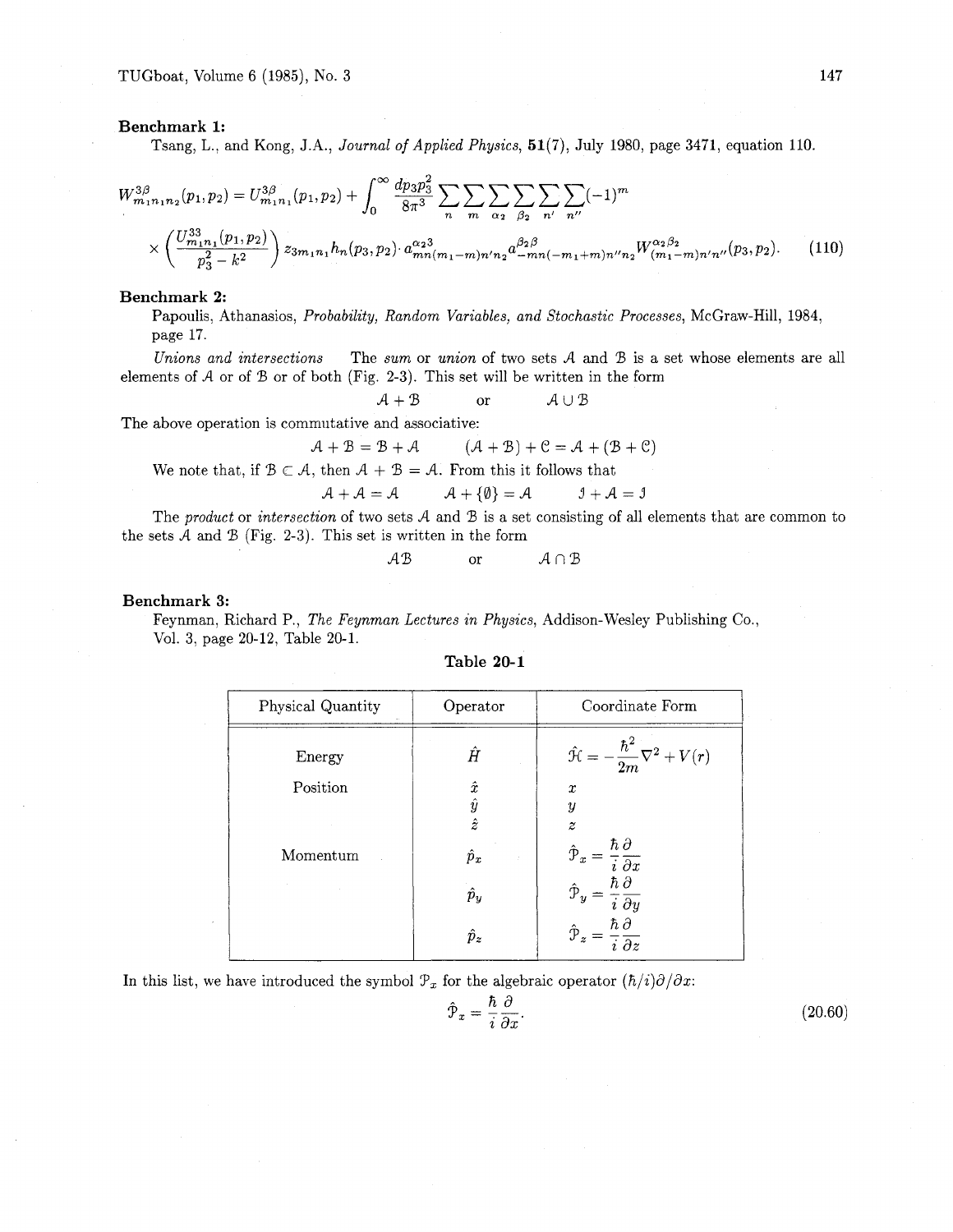**Benchmark 1:**

Tsang, L., and Kong, J.A., *Journal of Applied Physics*, **51**(7), July 1980, page 3471, equation 110.

$$W^{3\beta}_{m_1n_1n_2}(p_1,p_2) = U^{3\beta}_{m_1n_1}(p_1,p_2) + \int_0^\infty \frac{dp_3p_3^2}{8\pi^3} \sum_n \sum_m \sum_{\alpha_2} \sum_{\beta_2} \sum_{n'} \sum_{n''} (-1)^m$$

$$\times \left( \frac{U^{33}_{m_1n_1}(p_1,p_2)}{p_3^2 - k^2} \right) z_{3m_1n_1} h_n(p_3,p_2) \cdot a^{\alpha_2 3}_{mn(m_1-m)n'n_2} a^{\beta_2\beta}_{-mn(-m_1+m)n''n_2} W^{\alpha_2\beta_2}_{(m_1-m)n'n''}(p_3,p_2). \quad (110)$$

**Benchmark 2:**

Papoulis, Athanasios, *Probability, Random Variables, and Stochastic Processes*, McGraw-Hill, 1984, page 17.

*Unions and intersections* The *sum* or *union* of two sets $\mathcal{A}$ and $\mathcal{B}$ is a set whose elements are all elements of $\mathcal{A}$ or of $\mathcal{B}$ or of both (Fig. 2-3). This set will be written in the form

$$\mathcal{A} + \mathcal{B} \qquad \text{or} \qquad \mathcal{A} \cup \mathcal{B}$$

The above operation is commutative and associative:

$$\mathcal{A} + \mathcal{B} = \mathcal{B} + \mathcal{A} \qquad (\mathcal{A} + \mathcal{B}) + \mathcal{C} = \mathcal{A} + (\mathcal{B} + \mathcal{C})$$

We note that, if $\mathcal{B} \subset \mathcal{A}$, then $\mathcal{A} + \mathcal{B} = \mathcal{A}$. From this it follows that

$$\mathcal{A} + \mathcal{A} = \mathcal{A} \qquad \mathcal{A} + \{\emptyset\} = \mathcal{A} \qquad \mathcal{J} + \mathcal{A} = \mathcal{J}$$

The *product* or *intersection* of two sets $\mathcal{A}$ and $\mathcal{B}$ is a set consisting of all elements that are common to the sets $\mathcal{A}$ and $\mathcal{B}$ (Fig. 2-3). This set is written in the form

$$\mathcal{A}\mathcal{B} \qquad \text{or} \qquad \mathcal{A} \cap \mathcal{B}$$

**Benchmark 3:**

Feynman, Richard P., *The Feynman Lectures in Physics*, Addison-Wesley Publishing Co., Vol. 3, page 20-12, Table 20-1.

**Table 20-1**

| Physical Quantity | Operator | Coordinate Form |
|---|---|---|
| Energy | $\hat{H}$ | $\hat{\mathcal{H}} = -\frac{\hbar^2}{2m}\nabla^2 + V(r)$ |
| Position | $\hat{x}$ | $x$ |
| | $\hat{y}$ | $y$ |
| | $\hat{z}$ | $z$ |
| Momentum | $\hat{p}_x$ | $\hat{\mathcal{P}}_x = \frac{\hbar}{i}\frac{\partial}{\partial x}$ |
| | $\hat{p}_y$ | $\hat{\mathcal{P}}_y = \frac{\hbar}{i}\frac{\partial}{\partial y}$ |
| | $\hat{p}_z$ | $\hat{\mathcal{P}}_z = \frac{\hbar}{i}\frac{\partial}{\partial z}$ |

In this list, we have introduced the symbol $\mathcal{P}_x$ for the algebraic operator $(\hbar/i)\partial/\partial x$:

$$\hat{\mathcal{P}}_x = \frac{\hbar}{i}\frac{\partial}{\partial x}. \quad (20.60)$$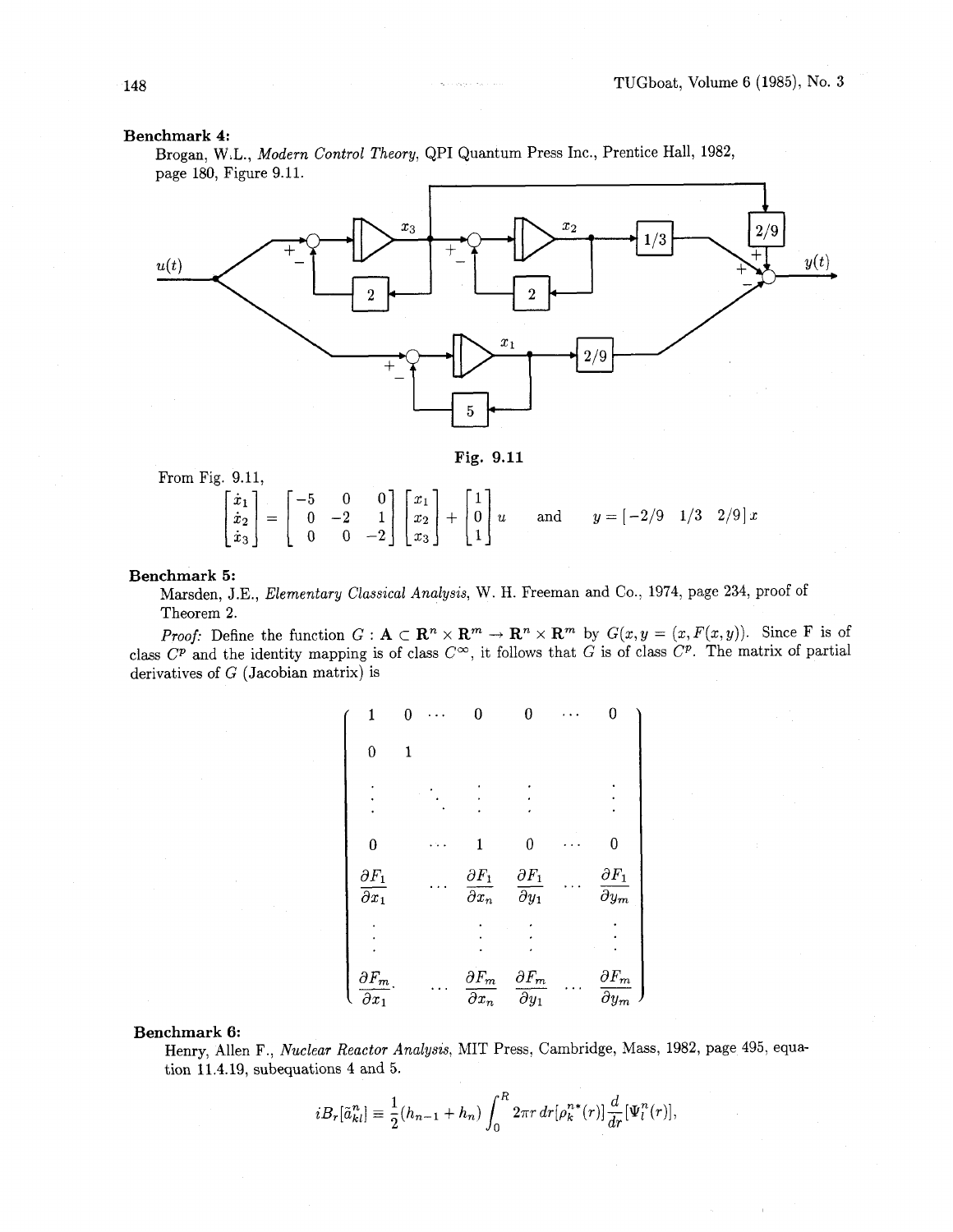**Benchmark 4:**

Brogan, W.L., *Modern Control Theory*, QPI Quantum Press Inc., Prentice Hall, 1982, page 180, Figure 9.11.

Fig. 9.11

From Fig. 9.11,

$$\begin{bmatrix} \dot{x}_1 \\ \dot{x}_2 \\ \dot{x}_3 \end{bmatrix} = \begin{bmatrix} -5 & 0 & 0 \\ 0 & -2 & 1 \\ 0 & 0 & -2 \end{bmatrix} \begin{bmatrix} x_1 \\ x_2 \\ x_3 \end{bmatrix} + \begin{bmatrix} 1 \\ 0 \\ 1 \end{bmatrix} u \quad \text{and} \quad y = [\,-2/9 \;\; 1/3 \;\; 2/9\,]\, x$$

**Benchmark 5:**

Marsden, J.E., *Elementary Classical Analysis*, W. H. Freeman and Co., 1974, page 234, proof of Theorem 2.

*Proof:* Define the function $G : \mathbf{A} \subset \mathbf{R}^n \times \mathbf{R}^m \to \mathbf{R}^n \times \mathbf{R}^m$ by $G(x, y = (x, F(x, y))$. Since F is of class $C^p$ and the identity mapping is of class $C^\infty$, it follows that $G$ is of class $C^p$. The matrix of partial derivatives of $G$ (Jacobian matrix) is

$$\begin{pmatrix} 1 & 0 & \cdots & 0 & 0 & \cdots & 0 \\ 0 & 1 & & & & & \\ \vdots & & \ddots & \vdots & \vdots & & \vdots \\ 0 & & \cdots & 1 & 0 & \cdots & 0 \\ \dfrac{\partial F_1}{\partial x_1} & & \cdots & \dfrac{\partial F_1}{\partial x_n} & \dfrac{\partial F_1}{\partial y_1} & \cdots & \dfrac{\partial F_1}{\partial y_m} \\ \vdots & & & \vdots & \vdots & & \vdots \\ \dfrac{\partial F_m}{\partial x_1} & & \cdots & \dfrac{\partial F_m}{\partial x_n} & \dfrac{\partial F_m}{\partial y_1} & \cdots & \dfrac{\partial F_m}{\partial y_m} \end{pmatrix}$$

**Benchmark 6:**

Henry, Allen F., *Nuclear Reactor Analysis*, MIT Press, Cambridge, Mass, 1982, page 495, equation 11.4.19, subequations 4 and 5.

$$iB_r[\tilde{a}^n_{kl}] \equiv \frac{1}{2}(h_{n-1} + h_n) \int_0^R 2\pi r \, dr [\rho_k^{n*}(r)] \frac{d}{dr}[\Psi_l^n(r)],$$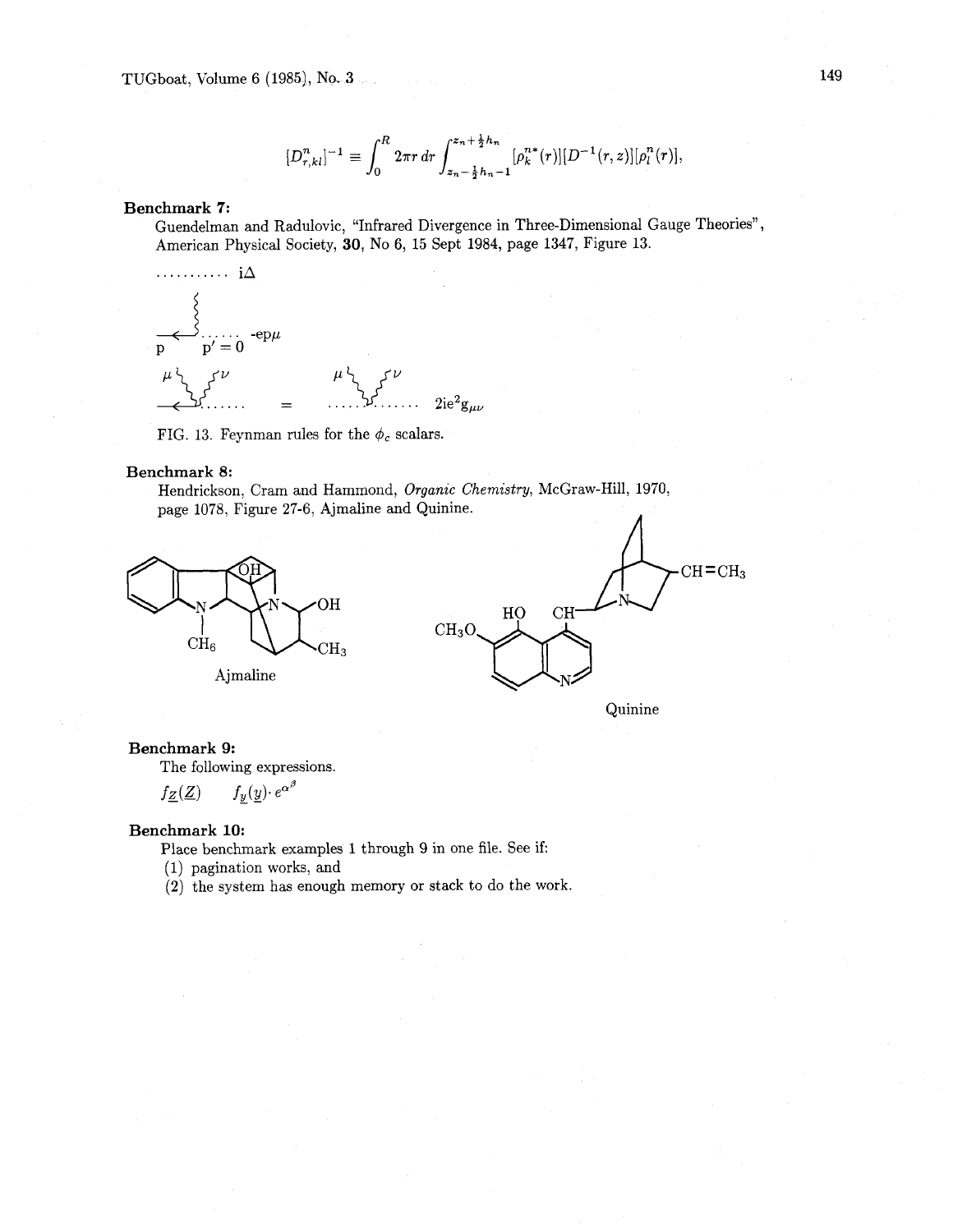$$[D^n_{r,kl}]^{-1} \equiv \int_0^R 2\pi r\,dr \int_{z_n-\frac{1}{2}h_n-1}^{z_n+\frac{1}{2}h_n} [\rho_k^{n*}(r)][D^{-1}(r,z)][\rho_l^n(r)],$$

**Benchmark 7:**

Guendelman and Radulovic, "Infrared Divergence in Three-Dimensional Gauge Theories", American Physical Society, **30**, No 6, 15 Sept 1984, page 1347, Figure 13.

........... $i\Delta$

p $p' = 0$ ...... $-ep\mu$

$\mu$ $\nu$ = $\mu$ $\nu$ $2ie^2 g_{\mu\nu}$

FIG. 13. Feynman rules for the $\phi_c$ scalars.

**Benchmark 8:**

Hendrickson, Cram and Hammond, *Organic Chemistry*, McGraw-Hill, 1970, page 1078, Figure 27-6, Ajmaline and Quinine.

OH N N OH $CH_6$ $CH_3$

Ajmaline

$CH=CH_3$ N HO CH $CH_3O$ N

Quinine

**Benchmark 9:**

The following expressions.

$f_{\underline{Z}}(\underline{Z})$ $\quad f_{\underline{y}}(\underline{y}) \cdot e^{\alpha^\beta}$

**Benchmark 10:**

Place benchmark examples 1 through 9 in one file. See if:

(1) pagination works, and

(2) the system has enough memory or stack to do the work.